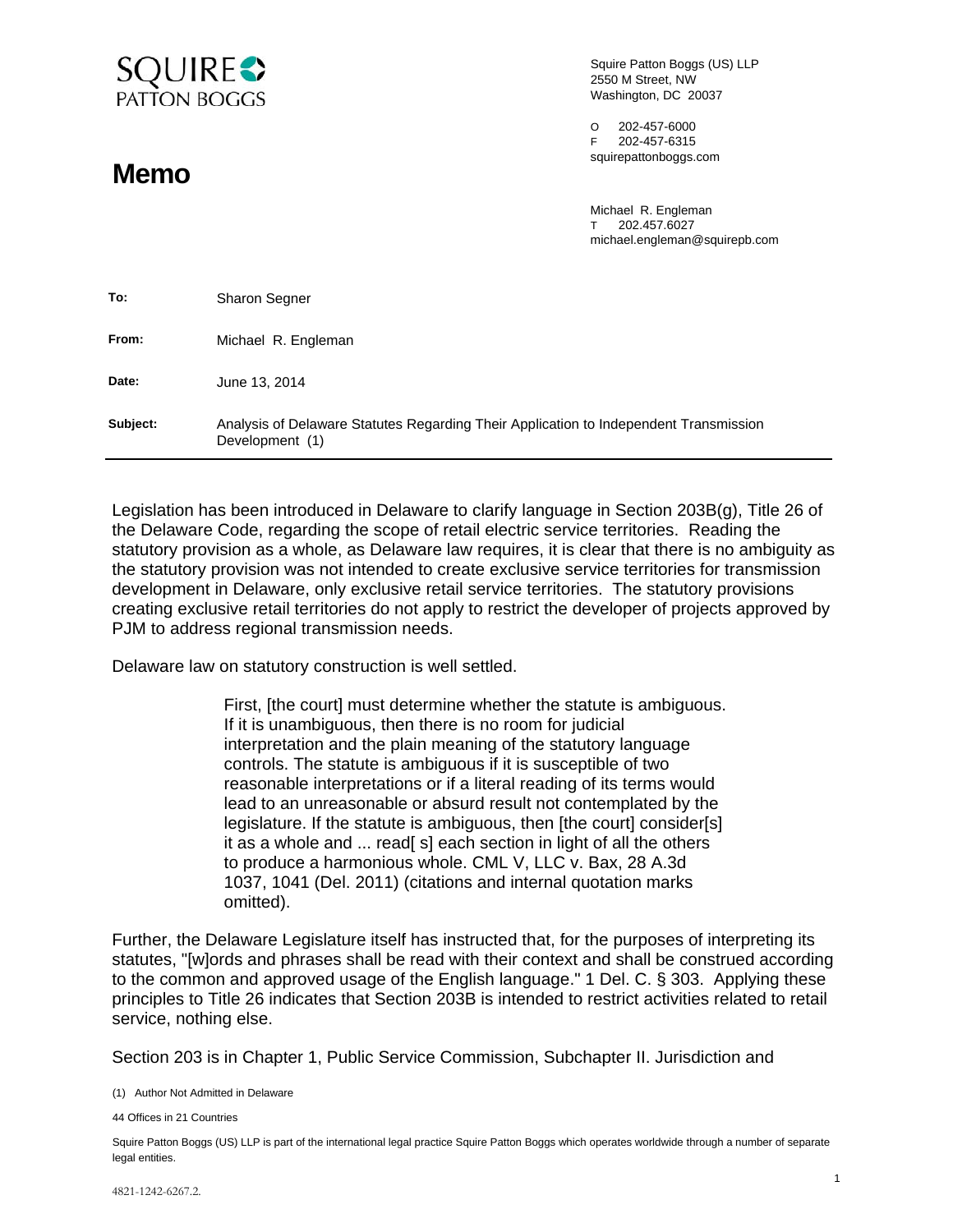SQUIRE PATTON BOGGS

Squire Patton Boggs (US) LLP
2550 M Street, NW
Washington, DC 20037

O 202-457-6000
F 202-457-6315
squirepattonboggs.com

# Memo

Michael R. Engleman
T 202.457.6027
michael.engleman@squirepb.com

| | |
|---|---|
| **To:** | Sharon Segner |
| **From:** | Michael R. Engleman |
| **Date:** | June 13, 2014 |
| **Subject:** | Analysis of Delaware Statutes Regarding Their Application to Independent Transmission Development (1) |

---

Legislation has been introduced in Delaware to clarify language in Section 203B(g), Title 26 of the Delaware Code, regarding the scope of retail electric service territories. Reading the statutory provision as a whole, as Delaware law requires, it is clear that there is no ambiguity as the statutory provision was not intended to create exclusive service territories for transmission development in Delaware, only exclusive retail service territories. The statutory provisions creating exclusive retail territories do not apply to restrict the developer of projects approved by PJM to address regional transmission needs.

Delaware law on statutory construction is well settled.

> First, [the court] must determine whether the statute is ambiguous. If it is unambiguous, then there is no room for judicial interpretation and the plain meaning of the statutory language controls. The statute is ambiguous if it is susceptible of two reasonable interpretations or if a literal reading of its terms would lead to an unreasonable or absurd result not contemplated by the legislature. If the statute is ambiguous, then [the court] consider[s] it as a whole and ... read[ s] each section in light of all the others to produce a harmonious whole. CML V, LLC v. Bax, 28 A.3d 1037, 1041 (Del. 2011) (citations and internal quotation marks omitted).

Further, the Delaware Legislature itself has instructed that, for the purposes of interpreting its statutes, "[w]ords and phrases shall be read with their context and shall be construed according to the common and approved usage of the English language." 1 Del. C. § 303. Applying these principles to Title 26 indicates that Section 203B is intended to restrict activities related to retail service, nothing else.

Section 203 is in Chapter 1, Public Service Commission, Subchapter II. Jurisdiction and

(1) Author Not Admitted in Delaware

44 Offices in 21 Countries

Squire Patton Boggs (US) LLP is part of the international legal practice Squire Patton Boggs which operates worldwide through a number of separate legal entities.

4821-1242-6267.2.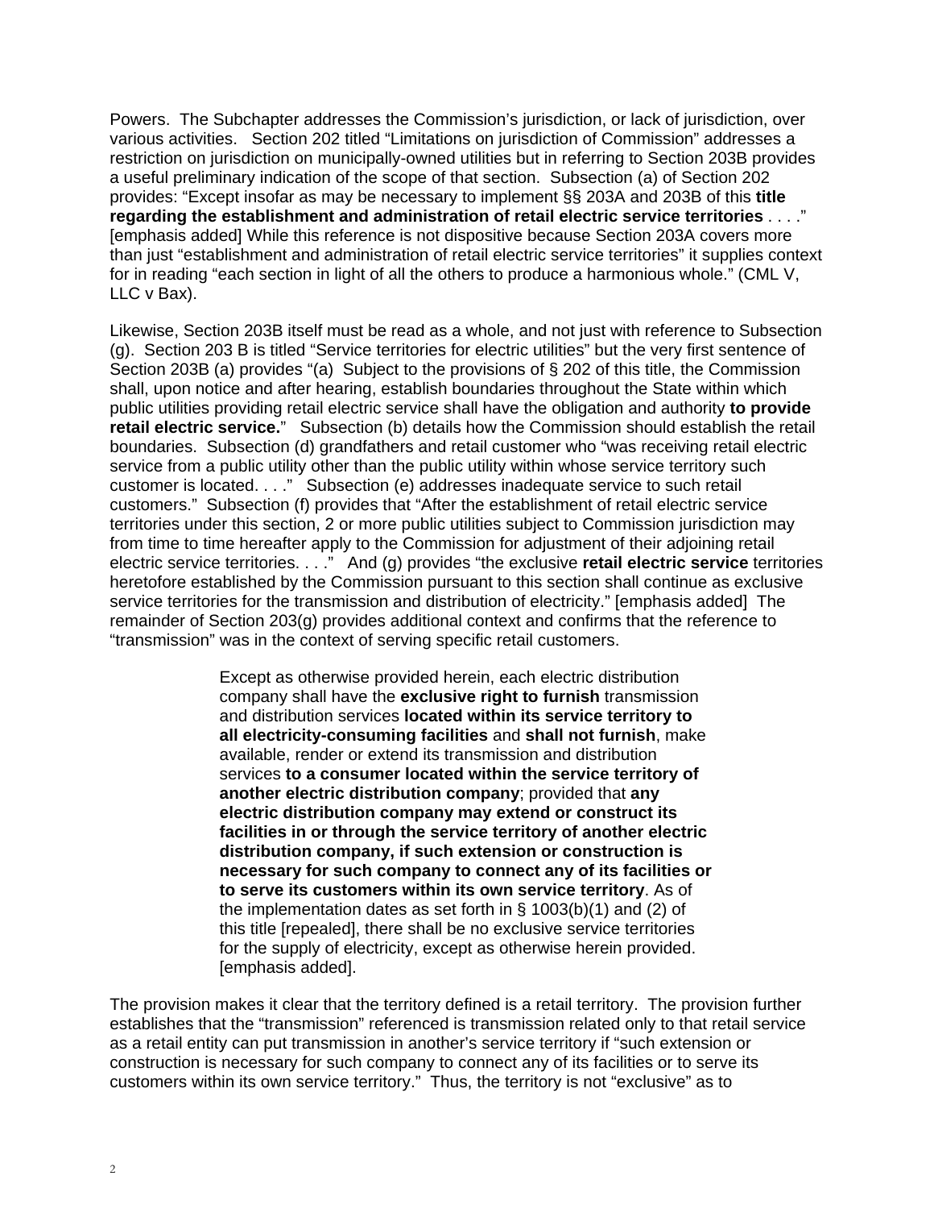Powers. The Subchapter addresses the Commission's jurisdiction, or lack of jurisdiction, over various activities. Section 202 titled "Limitations on jurisdiction of Commission" addresses a restriction on jurisdiction on municipally-owned utilities but in referring to Section 203B provides a useful preliminary indication of the scope of that section. Subsection (a) of Section 202 provides: "Except insofar as may be necessary to implement §§ 203A and 203B of this **title regarding the establishment and administration of retail electric service territories** . . . ." [emphasis added] While this reference is not dispositive because Section 203A covers more than just "establishment and administration of retail electric service territories" it supplies context for in reading "each section in light of all the others to produce a harmonious whole." (CML V, LLC v Bax).

Likewise, Section 203B itself must be read as a whole, and not just with reference to Subsection (g). Section 203 B is titled "Service territories for electric utilities" but the very first sentence of Section 203B (a) provides "(a) Subject to the provisions of § 202 of this title, the Commission shall, upon notice and after hearing, establish boundaries throughout the State within which public utilities providing retail electric service shall have the obligation and authority **to provide retail electric service.**" Subsection (b) details how the Commission should establish the retail boundaries. Subsection (d) grandfathers and retail customer who "was receiving retail electric service from a public utility other than the public utility within whose service territory such customer is located. . . ." Subsection (e) addresses inadequate service to such retail customers." Subsection (f) provides that "After the establishment of retail electric service territories under this section, 2 or more public utilities subject to Commission jurisdiction may from time to time hereafter apply to the Commission for adjustment of their adjoining retail electric service territories. . . ." And (g) provides "the exclusive **retail electric service** territories heretofore established by the Commission pursuant to this section shall continue as exclusive service territories for the transmission and distribution of electricity." [emphasis added] The remainder of Section 203(g) provides additional context and confirms that the reference to "transmission" was in the context of serving specific retail customers.

> Except as otherwise provided herein, each electric distribution company shall have the **exclusive right to furnish** transmission and distribution services **located within its service territory to all electricity-consuming facilities** and **shall not furnish**, make available, render or extend its transmission and distribution services **to a consumer located within the service territory of another electric distribution company**; provided that **any electric distribution company may extend or construct its facilities in or through the service territory of another electric distribution company, if such extension or construction is necessary for such company to connect any of its facilities or to serve its customers within its own service territory**. As of the implementation dates as set forth in § 1003(b)(1) and (2) of this title [repealed], there shall be no exclusive service territories for the supply of electricity, except as otherwise herein provided. [emphasis added].

The provision makes it clear that the territory defined is a retail territory. The provision further establishes that the "transmission" referenced is transmission related only to that retail service as a retail entity can put transmission in another's service territory if "such extension or construction is necessary for such company to connect any of its facilities or to serve its customers within its own service territory." Thus, the territory is not "exclusive" as to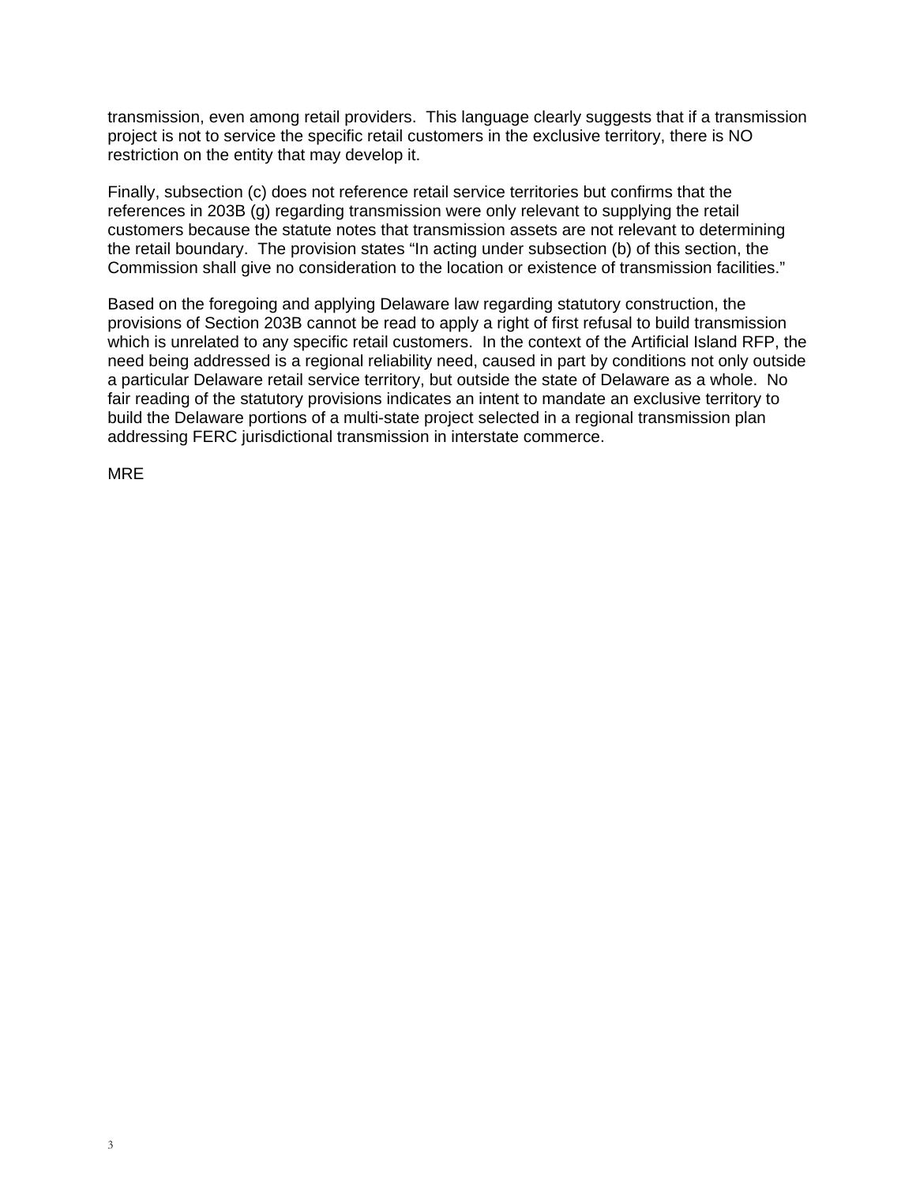transmission, even among retail providers. This language clearly suggests that if a transmission project is not to service the specific retail customers in the exclusive territory, there is NO restriction on the entity that may develop it.

Finally, subsection (c) does not reference retail service territories but confirms that the references in 203B (g) regarding transmission were only relevant to supplying the retail customers because the statute notes that transmission assets are not relevant to determining the retail boundary. The provision states "In acting under subsection (b) of this section, the Commission shall give no consideration to the location or existence of transmission facilities."

Based on the foregoing and applying Delaware law regarding statutory construction, the provisions of Section 203B cannot be read to apply a right of first refusal to build transmission which is unrelated to any specific retail customers. In the context of the Artificial Island RFP, the need being addressed is a regional reliability need, caused in part by conditions not only outside a particular Delaware retail service territory, but outside the state of Delaware as a whole. No fair reading of the statutory provisions indicates an intent to mandate an exclusive territory to build the Delaware portions of a multi-state project selected in a regional transmission plan addressing FERC jurisdictional transmission in interstate commerce.

MRE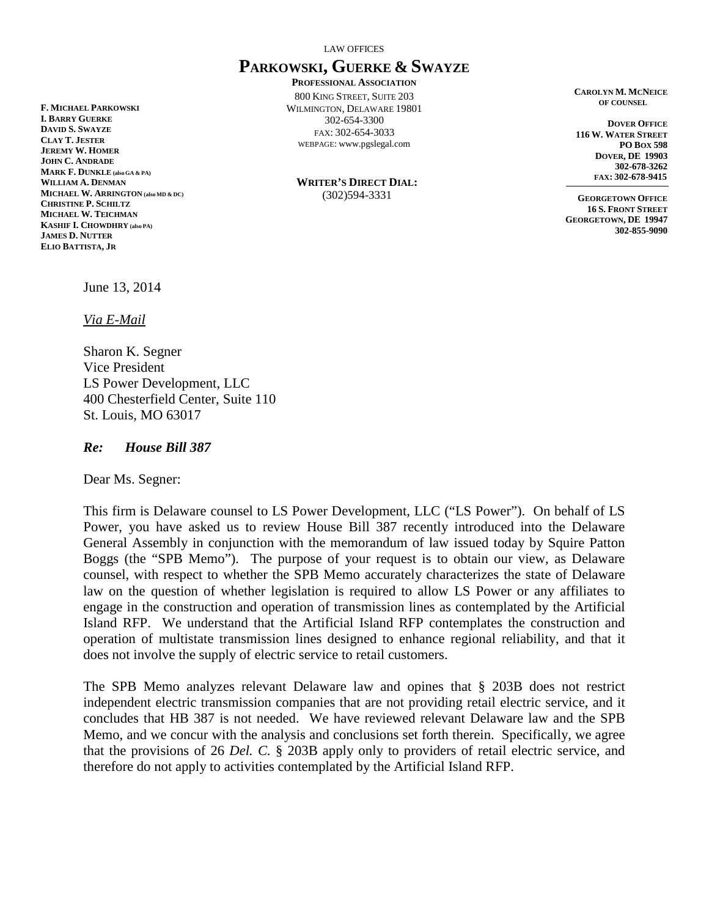LAW OFFICES

# PARKOWSKI, GUERKE & SWAYZE

**PROFESSIONAL ASSOCIATION**

800 KING STREET, SUITE 203
WILMINGTON, DELAWARE 19801
302-654-3300
FAX: 302-654-3033
WEBPAGE: www.pgslegal.com

**WRITER'S DIRECT DIAL:**
(302)594-3331

**F. MICHAEL PARKOWSKI**
**I. BARRY GUERKE**
**DAVID S. SWAYZE**
**CLAY T. JESTER**
**JEREMY W. HOMER**
**JOHN C. ANDRADE**
**MARK F. DUNKLE (also GA & PA)**
**WILLIAM A. DENMAN**
**MICHAEL W. ARRINGTON (also MD & DC)**
**CHRISTINE P. SCHILTZ**
**MICHAEL W. TEICHMAN**
**KASHIF I. CHOWDHRY (also PA)**
**JAMES D. NUTTER**
**ELIO BATTISTA, JR**

**CAROLYN M. MCNEICE**
**OF COUNSEL**

**DOVER OFFICE**
**116 W. WATER STREET**
**PO BOX 598**
**DOVER, DE 19903**
**302-678-3262**
**FAX: 302-678-9415**

**GEORGETOWN OFFICE**
**16 S. FRONT STREET**
**GEORGETOWN, DE 19947**
**302-855-9090**

June 13, 2014

*Via E-Mail*

Sharon K. Segner
Vice President
LS Power Development, LLC
400 Chesterfield Center, Suite 110
St. Louis, MO 63017

***Re: House Bill 387***

Dear Ms. Segner:

This firm is Delaware counsel to LS Power Development, LLC ("LS Power"). On behalf of LS Power, you have asked us to review House Bill 387 recently introduced into the Delaware General Assembly in conjunction with the memorandum of law issued today by Squire Patton Boggs (the "SPB Memo"). The purpose of your request is to obtain our view, as Delaware counsel, with respect to whether the SPB Memo accurately characterizes the state of Delaware law on the question of whether legislation is required to allow LS Power or any affiliates to engage in the construction and operation of transmission lines as contemplated by the Artificial Island RFP. We understand that the Artificial Island RFP contemplates the construction and operation of multistate transmission lines designed to enhance regional reliability, and that it does not involve the supply of electric service to retail customers.

The SPB Memo analyzes relevant Delaware law and opines that § 203B does not restrict independent electric transmission companies that are not providing retail electric service, and it concludes that HB 387 is not needed. We have reviewed relevant Delaware law and the SPB Memo, and we concur with the analysis and conclusions set forth therein. Specifically, we agree that the provisions of 26 *Del. C.* § 203B apply only to providers of retail electric service, and therefore do not apply to activities contemplated by the Artificial Island RFP.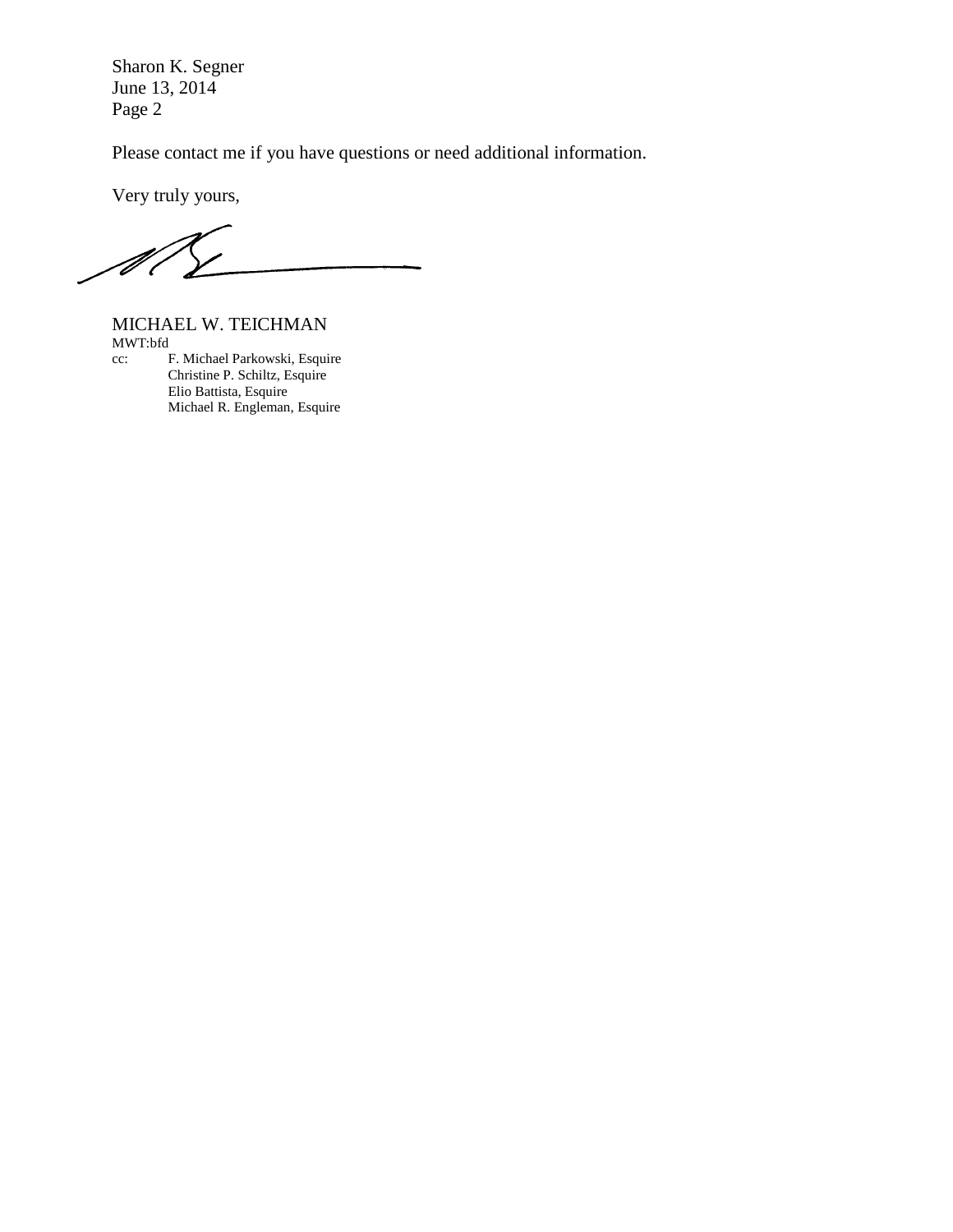Please contact me if you have questions or need additional information.

Very truly yours,

MICHAEL W. TEICHMAN

MWT:bfd

cc: F. Michael Parkowski, Esquire
Christine P. Schiltz, Esquire
Elio Battista, Esquire
Michael R. Engleman, Esquire